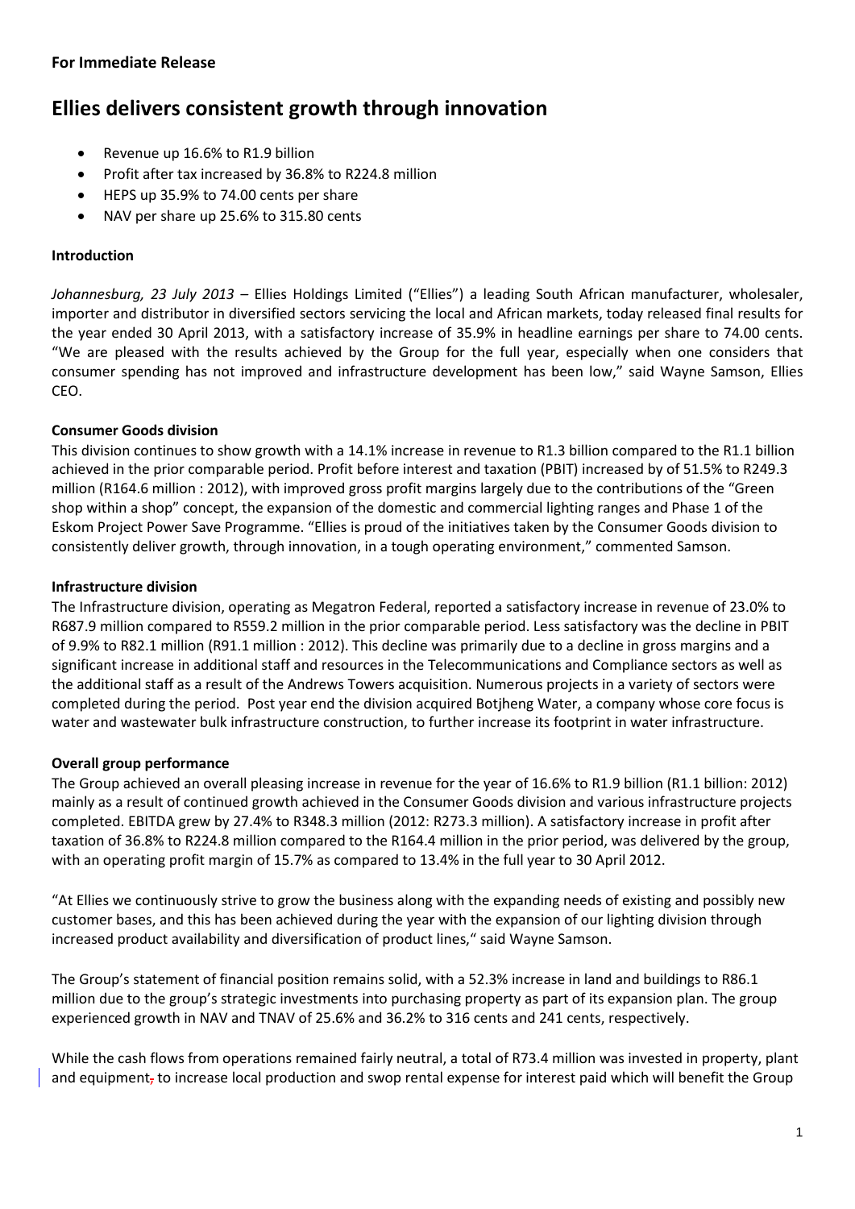**For Immediate Release**

# Ellies delivers consistent growth through innovation

- Revenue up 16.6% to R1.9 billion
- Profit after tax increased by 36.8% to R224.8 million
- HEPS up 35.9% to 74.00 cents per share
- NAV per share up 25.6% to 315.80 cents

**Introduction**

*Johannesburg, 23 July 2013* – Ellies Holdings Limited ("Ellies") a leading South African manufacturer, wholesaler, importer and distributor in diversified sectors servicing the local and African markets, today released final results for the year ended 30 April 2013, with a satisfactory increase of 35.9% in headline earnings per share to 74.00 cents. "We are pleased with the results achieved by the Group for the full year, especially when one considers that consumer spending has not improved and infrastructure development has been low," said Wayne Samson, Ellies CEO.

**Consumer Goods division**

This division continues to show growth with a 14.1% increase in revenue to R1.3 billion compared to the R1.1 billion achieved in the prior comparable period. Profit before interest and taxation (PBIT) increased by of 51.5% to R249.3 million (R164.6 million : 2012), with improved gross profit margins largely due to the contributions of the "Green shop within a shop" concept, the expansion of the domestic and commercial lighting ranges and Phase 1 of the Eskom Project Power Save Programme. "Ellies is proud of the initiatives taken by the Consumer Goods division to consistently deliver growth, through innovation, in a tough operating environment," commented Samson.

**Infrastructure division**

The Infrastructure division, operating as Megatron Federal, reported a satisfactory increase in revenue of 23.0% to R687.9 million compared to R559.2 million in the prior comparable period. Less satisfactory was the decline in PBIT of 9.9% to R82.1 million (R91.1 million : 2012). This decline was primarily due to a decline in gross margins and a significant increase in additional staff and resources in the Telecommunications and Compliance sectors as well as the additional staff as a result of the Andrews Towers acquisition. Numerous projects in a variety of sectors were completed during the period. Post year end the division acquired Botjheng Water, a company whose core focus is water and wastewater bulk infrastructure construction, to further increase its footprint in water infrastructure.

**Overall group performance**

The Group achieved an overall pleasing increase in revenue for the year of 16.6% to R1.9 billion (R1.1 billion: 2012) mainly as a result of continued growth achieved in the Consumer Goods division and various infrastructure projects completed. EBITDA grew by 27.4% to R348.3 million (2012: R273.3 million). A satisfactory increase in profit after taxation of 36.8% to R224.8 million compared to the R164.4 million in the prior period, was delivered by the group, with an operating profit margin of 15.7% as compared to 13.4% in the full year to 30 April 2012.

"At Ellies we continuously strive to grow the business along with the expanding needs of existing and possibly new customer bases, and this has been achieved during the year with the expansion of our lighting division through increased product availability and diversification of product lines," said Wayne Samson.

The Group's statement of financial position remains solid, with a 52.3% increase in land and buildings to R86.1 million due to the group's strategic investments into purchasing property as part of its expansion plan. The group experienced growth in NAV and TNAV of 25.6% and 36.2% to 316 cents and 241 cents, respectively.

While the cash flows from operations remained fairly neutral, a total of R73.4 million was invested in property, plant and equipment to increase local production and swop rental expense for interest paid which will benefit the Group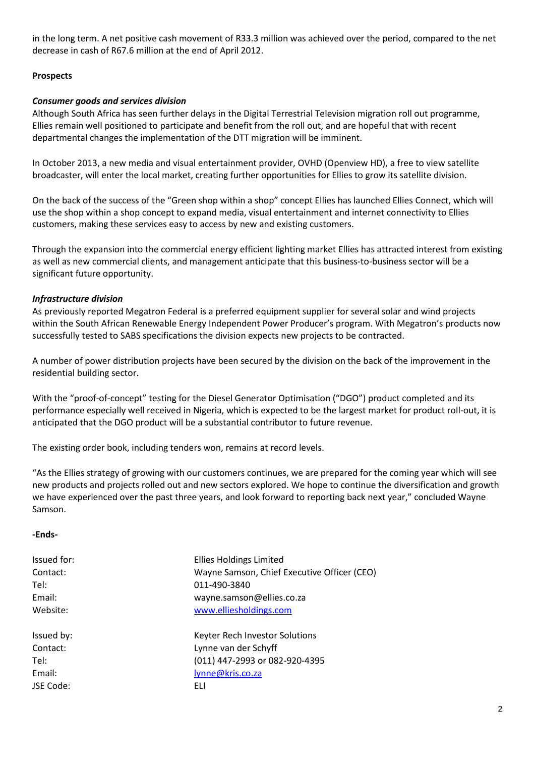in the long term. A net positive cash movement of R33.3 million was achieved over the period, compared to the net decrease in cash of R67.6 million at the end of April 2012.

**Prospects**

***Consumer goods and services division***

Although South Africa has seen further delays in the Digital Terrestrial Television migration roll out programme, Ellies remain well positioned to participate and benefit from the roll out, and are hopeful that with recent departmental changes the implementation of the DTT migration will be imminent.

In October 2013, a new media and visual entertainment provider, OVHD (Openview HD), a free to view satellite broadcaster, will enter the local market, creating further opportunities for Ellies to grow its satellite division.

On the back of the success of the "Green shop within a shop" concept Ellies has launched Ellies Connect, which will use the shop within a shop concept to expand media, visual entertainment and internet connectivity to Ellies customers, making these services easy to access by new and existing customers.

Through the expansion into the commercial energy efficient lighting market Ellies has attracted interest from existing as well as new commercial clients, and management anticipate that this business-to-business sector will be a significant future opportunity.

***Infrastructure division***

As previously reported Megatron Federal is a preferred equipment supplier for several solar and wind projects within the South African Renewable Energy Independent Power Producer's program. With Megatron's products now successfully tested to SABS specifications the division expects new projects to be contracted.

A number of power distribution projects have been secured by the division on the back of the improvement in the residential building sector.

With the "proof-of-concept" testing for the Diesel Generator Optimisation ("DGO") product completed and its performance especially well received in Nigeria, which is expected to be the largest market for product roll-out, it is anticipated that the DGO product will be a substantial contributor to future revenue.

The existing order book, including tenders won, remains at record levels.

"As the Ellies strategy of growing with our customers continues, we are prepared for the coming year which will see new products and projects rolled out and new sectors explored. We hope to continue the diversification and growth we have experienced over the past three years, and look forward to reporting back next year," concluded Wayne Samson.

**-Ends-**

| | |
|---|---|
| Issued for: | Ellies Holdings Limited |
| Contact: | Wayne Samson, Chief Executive Officer (CEO) |
| Tel: | 011-490-3840 |
| Email: | wayne.samson@ellies.co.za |
| Website: | www.elliesholdings.com |
| | |
| Issued by: | Keyter Rech Investor Solutions |
| Contact: | Lynne van der Schyff |
| Tel: | (011) 447-2993 or 082-920-4395 |
| Email: | lynne@kris.co.za |
| JSE Code: | ELI |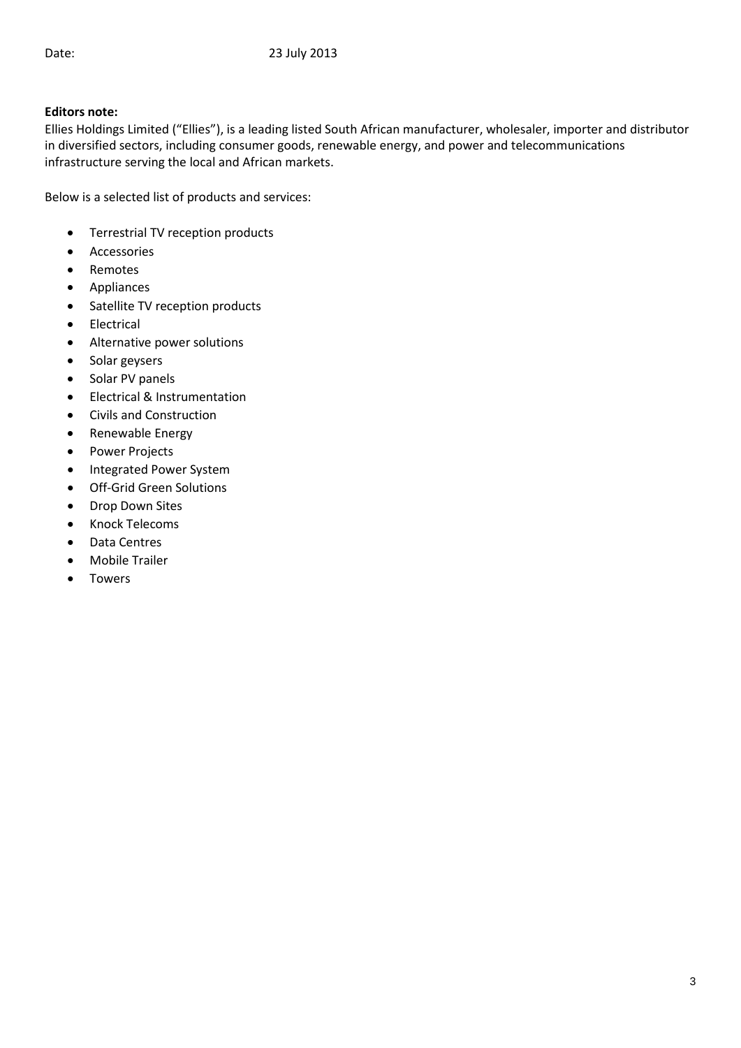Date: 23 July 2013

**Editors note:**
Ellies Holdings Limited ("Ellies"), is a leading listed South African manufacturer, wholesaler, importer and distributor in diversified sectors, including consumer goods, renewable energy, and power and telecommunications infrastructure serving the local and African markets.

Below is a selected list of products and services:

- Terrestrial TV reception products
- Accessories
- Remotes
- Appliances
- Satellite TV reception products
- Electrical
- Alternative power solutions
- Solar geysers
- Solar PV panels
- Electrical & Instrumentation
- Civils and Construction
- Renewable Energy
- Power Projects
- Integrated Power System
- Off-Grid Green Solutions
- Drop Down Sites
- Knock Telecoms
- Data Centres
- Mobile Trailer
- Towers